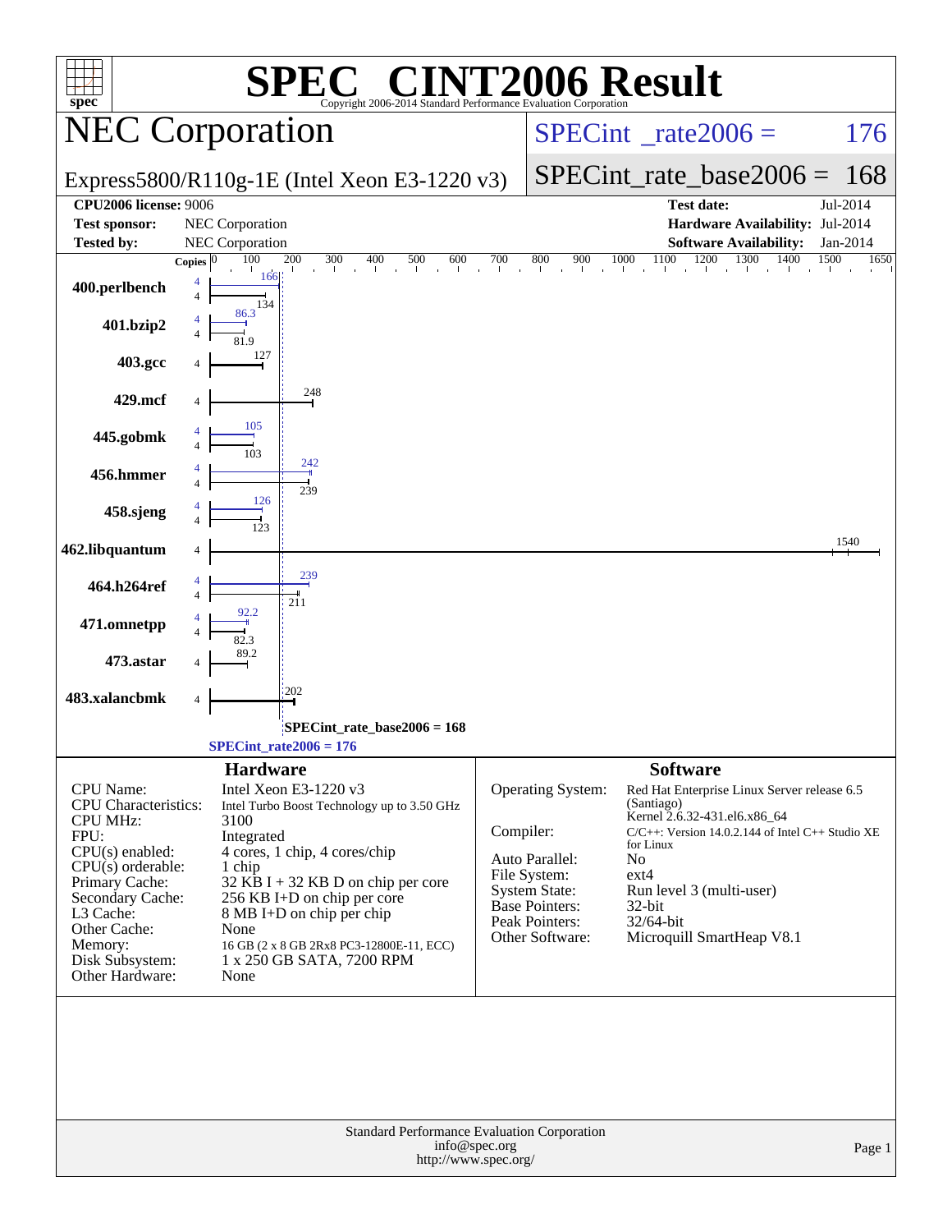# SPEC CINT2006 Result

Copyright 2006-2014 Standard Performance Evaluation Corporation

## NEC Corporation

Express5800/R110g-1E (Intel Xeon E3-1220 v3)

SPECint_rate2006 = 176

SPECint_rate_base2006 = 168

| | | | |
|---|---|---|---|
| **CPU2006 license:** 9006 | | **Test date:** | Jul-2014 |
| **Test sponsor:** | NEC Corporation | **Hardware Availability:** | Jul-2014 |
| **Tested by:** | NEC Corporation | **Software Availability:** | Jan-2014 |

Copies 0 100 200 300 400 500 600 700 800 900 1000 1100 1200 1300 1400 1500 1650

400.perlbench 4 4 166 134

401.bzip2 4 4 86.3 81.9

403.gcc 4 127

429.mcf 4 248

445.gobmk 4 4 105 103

456.hmmer 4 4 242 239

458.sjeng 4 4 126 123

462.libquantum 4 1540

464.h264ref 4 4 239 211

471.omnetpp 4 4 92.2 82.3

473.astar 4 89.2

483.xalancbmk 4 202

SPECint_rate_base2006 = 168

SPECint_rate2006 = 176

### Hardware

| | |
|---|---|
| CPU Name: | Intel Xeon E3-1220 v3 |
| CPU Characteristics: | Intel Turbo Boost Technology up to 3.50 GHz |
| CPU MHz: | 3100 |
| FPU: | Integrated |
| CPU(s) enabled: | 4 cores, 1 chip, 4 cores/chip |
| CPU(s) orderable: | 1 chip |
| Primary Cache: | 32 KB I + 32 KB D on chip per core |
| Secondary Cache: | 256 KB I+D on chip per core |
| L3 Cache: | 8 MB I+D on chip per chip |
| Other Cache: | None |
| Memory: | 16 GB (2 x 8 GB 2Rx8 PC3-12800E-11, ECC) |
| Disk Subsystem: | 1 x 250 GB SATA, 7200 RPM |
| Other Hardware: | None |

### Software

| | |
|---|---|
| Operating System: | Red Hat Enterprise Linux Server release 6.5 (Santiago) Kernel 2.6.32-431.el6.x86_64 |
| Compiler: | C/C++: Version 14.0.2.144 of Intel C++ Studio XE for Linux |
| Auto Parallel: | No |
| File System: | ext4 |
| System State: | Run level 3 (multi-user) |
| Base Pointers: | 32-bit |
| Peak Pointers: | 32/64-bit |
| Other Software: | Microquill SmartHeap V8.1 |

Standard Performance Evaluation Corporation
info@spec.org
http://www.spec.org/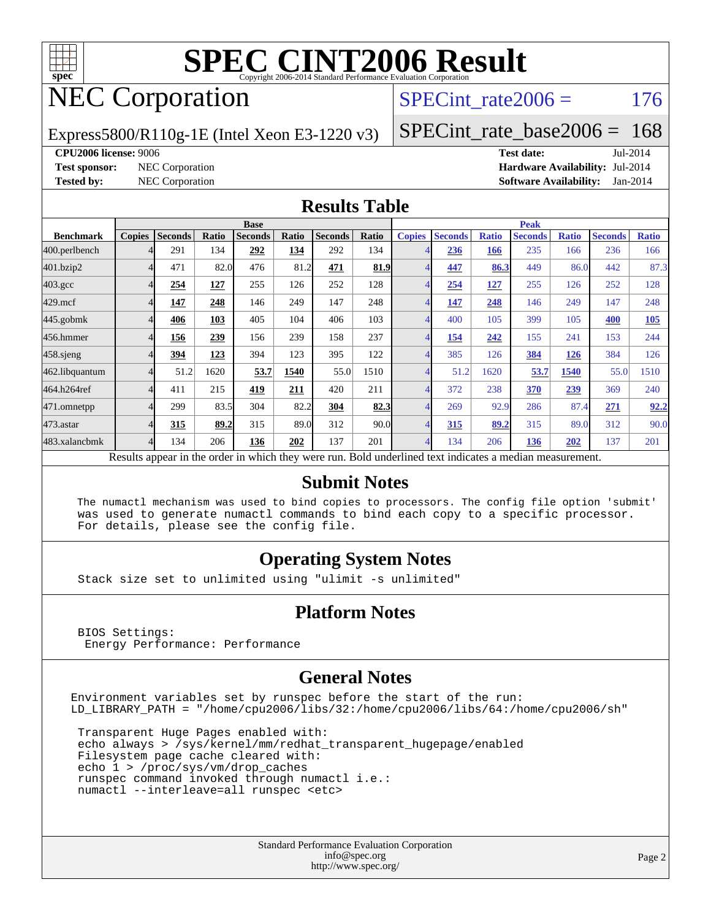# SPEC CINT2006 Result

Copyright 2006-2014 Standard Performance Evaluation Corporation

## NEC Corporation

Express5800/R110g-1E (Intel Xeon E3-1220 v3)

SPECint_rate2006 = 176

SPECint_rate_base2006 = 168

**CPU2006 license:** 9006

**Test sponsor:** NEC Corporation

**Tested by:** NEC Corporation

**Test date:** Jul-2014

**Hardware Availability:** Jul-2014

**Software Availability:** Jan-2014

## Results Table

| | Base | | | | | | | Peak | | | | | | |
|---|---|---|---|---|---|---|---|---|---|---|---|---|---|---|
| **Benchmark** | **Copies** | **Seconds** | **Ratio** | **Seconds** | **Ratio** | **Seconds** | **Ratio** | **Copies** | **Seconds** | **Ratio** | **Seconds** | **Ratio** | **Seconds** | **Ratio** |
| 400.perlbench | 4 | 291 | 134 | **292** | **134** | 292 | 134 | 4 | **236** | **166** | 235 | 166 | 236 | 166 |
| 401.bzip2 | 4 | 471 | 82.0 | 476 | 81.2 | **471** | **81.9** | 4 | **447** | **86.3** | 449 | 86.0 | 442 | 87.3 |
| 403.gcc | 4 | **254** | **127** | 255 | 126 | 252 | 128 | 4 | **254** | **127** | 255 | 126 | 252 | 128 |
| 429.mcf | 4 | **147** | **248** | 146 | 249 | 147 | 248 | 4 | **147** | **248** | 146 | 249 | 147 | 248 |
| 445.gobmk | 4 | **406** | **103** | 405 | 104 | 406 | 103 | 4 | 400 | 105 | 399 | 105 | **400** | **105** |
| 456.hmmer | 4 | **156** | **239** | 156 | 239 | 158 | 237 | 4 | **154** | **242** | 155 | 241 | 153 | 244 |
| 458.sjeng | 4 | **394** | **123** | 394 | 123 | 395 | 122 | 4 | 385 | 126 | **384** | **126** | 384 | 126 |
| 462.libquantum | 4 | 51.2 | 1620 | **53.7** | **1540** | 55.0 | 1510 | 4 | 51.2 | 1620 | **53.7** | **1540** | 55.0 | 1510 |
| 464.h264ref | 4 | 411 | 215 | **419** | **211** | 420 | 211 | 4 | 372 | 238 | **370** | **239** | 369 | 240 |
| 471.omnetpp | 4 | 299 | 83.5 | 304 | 82.2 | **304** | **82.3** | 4 | 269 | 92.9 | 286 | 87.4 | **271** | **92.2** |
| 473.astar | 4 | **315** | **89.2** | 315 | 89.0 | 312 | 90.0 | 4 | **315** | **89.2** | 315 | 89.0 | 312 | 90.0 |
| 483.xalancbmk | 4 | 134 | 206 | **136** | **202** | 137 | 201 | 4 | 134 | 206 | **136** | **202** | 137 | 201 |

Results appear in the order in which they were run. Bold underlined text indicates a median measurement.

## Submit Notes

```
The numactl mechanism was used to bind copies to processors. The config file option 'submit'
was used to generate numactl commands to bind each copy to a specific processor.
For details, please see the config file.
```

## Operating System Notes

```
Stack size set to unlimited using "ulimit -s unlimited"
```

## Platform Notes

```
BIOS Settings:
 Energy Performance: Performance
```

## General Notes

```
Environment variables set by runspec before the start of the run:
LD_LIBRARY_PATH = "/home/cpu2006/libs/32:/home/cpu2006/libs/64:/home/cpu2006/sh"

 Transparent Huge Pages enabled with:
 echo always > /sys/kernel/mm/redhat_transparent_hugepage/enabled
 Filesystem page cache cleared with:
 echo 1 > /proc/sys/vm/drop_caches
 runspec command invoked through numactl i.e.:
 numactl --interleave=all runspec <etc>
```

Standard Performance Evaluation Corporation
info@spec.org
http://www.spec.org/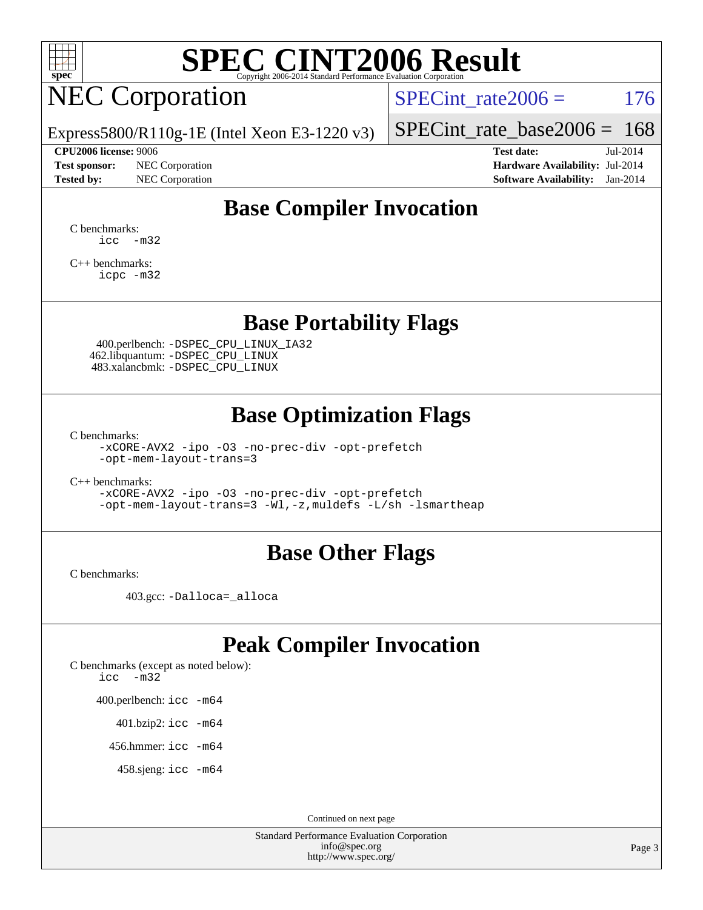# SPEC CINT2006 Result

Copyright 2006-2014 Standard Performance Evaluation Corporation

# NEC Corporation

Express5800/R110g-1E (Intel Xeon E3-1220 v3)

SPECint_rate2006 = 176

SPECint_rate_base2006 = 168

**CPU2006 license:** 9006
**Test sponsor:** NEC Corporation
**Tested by:** NEC Corporation

**Test date:** Jul-2014
**Hardware Availability:** Jul-2014
**Software Availability:** Jan-2014

## Base Compiler Invocation

C benchmarks:
```
icc  -m32
```

C++ benchmarks:
```
icpc -m32
```

## Base Portability Flags

400.perlbench: `-DSPEC_CPU_LINUX_IA32`
462.libquantum: `-DSPEC_CPU_LINUX`
483.xalancbmk: `-DSPEC_CPU_LINUX`

## Base Optimization Flags

C benchmarks:
```
-xCORE-AVX2 -ipo -O3 -no-prec-div -opt-prefetch
-opt-mem-layout-trans=3
```

C++ benchmarks:
```
-xCORE-AVX2 -ipo -O3 -no-prec-div -opt-prefetch
-opt-mem-layout-trans=3 -Wl,-z,muldefs -L/sh -lsmartheap
```

## Base Other Flags

C benchmarks:

403.gcc: `-Dalloca=_alloca`

## Peak Compiler Invocation

C benchmarks (except as noted below):
```
icc  -m32
```

400.perlbench: `icc -m64`

401.bzip2: `icc -m64`

456.hmmer: `icc -m64`

458.sjeng: `icc -m64`

Continued on next page

Standard Performance Evaluation Corporation
info@spec.org
http://www.spec.org/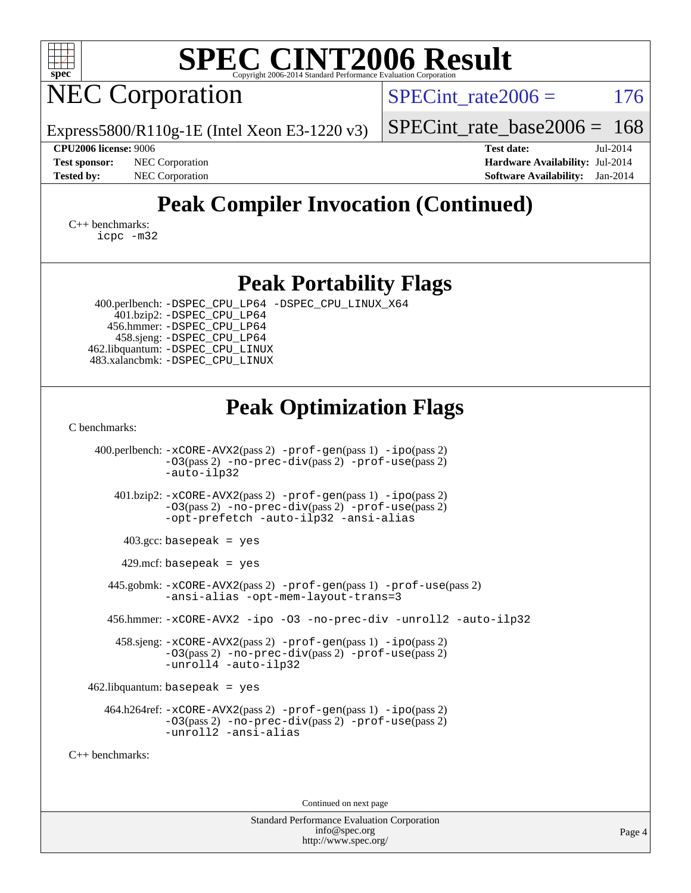# SPEC CINT2006 Result

Copyright 2006-2014 Standard Performance Evaluation Corporation

## NEC Corporation

Express5800/R110g-1E (Intel Xeon E3-1220 v3)

SPECint_rate2006 = 176

SPECint_rate_base2006 = 168

**CPU2006 license:** 9006
**Test sponsor:** NEC Corporation
**Tested by:** NEC Corporation

**Test date:** Jul-2014
**Hardware Availability:** Jul-2014
**Software Availability:** Jan-2014

## Peak Compiler Invocation (Continued)

C++ benchmarks:
`icpc -m32`

## Peak Portability Flags

400.perlbench: `-DSPEC_CPU_LP64 -DSPEC_CPU_LINUX_X64`
401.bzip2: `-DSPEC_CPU_LP64`
456.hmmer: `-DSPEC_CPU_LP64`
458.sjeng: `-DSPEC_CPU_LP64`
462.libquantum: `-DSPEC_CPU_LINUX`
483.xalancbmk: `-DSPEC_CPU_LINUX`

## Peak Optimization Flags

C benchmarks:

400.perlbench: `-xCORE-AVX2`(pass 2) `-prof-gen`(pass 1) `-ipo`(pass 2) `-O3`(pass 2) `-no-prec-div`(pass 2) `-prof-use`(pass 2) `-auto-ilp32`

401.bzip2: `-xCORE-AVX2`(pass 2) `-prof-gen`(pass 1) `-ipo`(pass 2) `-O3`(pass 2) `-no-prec-div`(pass 2) `-prof-use`(pass 2) `-opt-prefetch -auto-ilp32 -ansi-alias`

403.gcc: `basepeak = yes`

429.mcf: `basepeak = yes`

445.gobmk: `-xCORE-AVX2`(pass 2) `-prof-gen`(pass 1) `-prof-use`(pass 2) `-ansi-alias -opt-mem-layout-trans=3`

456.hmmer: `-xCORE-AVX2 -ipo -O3 -no-prec-div -unroll2 -auto-ilp32`

458.sjeng: `-xCORE-AVX2`(pass 2) `-prof-gen`(pass 1) `-ipo`(pass 2) `-O3`(pass 2) `-no-prec-div`(pass 2) `-prof-use`(pass 2) `-unroll4 -auto-ilp32`

462.libquantum: `basepeak = yes`

464.h264ref: `-xCORE-AVX2`(pass 2) `-prof-gen`(pass 1) `-ipo`(pass 2) `-O3`(pass 2) `-no-prec-div`(pass 2) `-prof-use`(pass 2) `-unroll2 -ansi-alias`

C++ benchmarks:

Continued on next page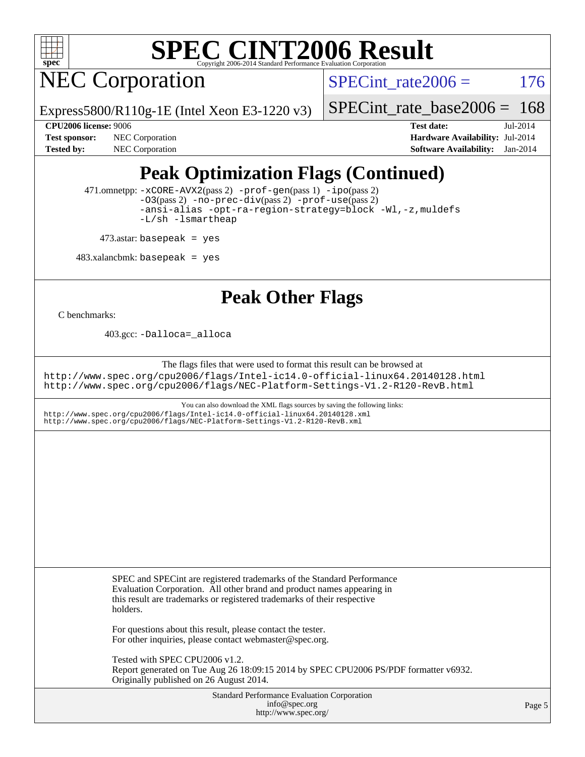# SPEC CINT2006 Result

Copyright 2006-2014 Standard Performance Evaluation Corporation

# NEC Corporation

Express5800/R110g-1E (Intel Xeon E3-1220 v3)

SPECint_rate2006 = 176

SPECint_rate_base2006 = 168

**CPU2006 license:** 9006
**Test sponsor:** NEC Corporation
**Tested by:** NEC Corporation

**Test date:** Jul-2014
**Hardware Availability:** Jul-2014
**Software Availability:** Jan-2014

## Peak Optimization Flags (Continued)

471.omnetpp: `-xCORE-AVX2`(pass 2) `-prof-gen`(pass 1) `-ipo`(pass 2) `-O3`(pass 2) `-no-prec-div`(pass 2) `-prof-use`(pass 2) `-ansi-alias -opt-ra-region-strategy=block -Wl,-z,muldefs -L/sh -lsmartheap`

473.astar: `basepeak = yes`

483.xalancbmk: `basepeak = yes`

## Peak Other Flags

C benchmarks:

403.gcc: `-Dalloca=_alloca`

The flags files that were used to format this result can be browsed at
http://www.spec.org/cpu2006/flags/Intel-ic14.0-official-linux64.20140128.html
http://www.spec.org/cpu2006/flags/NEC-Platform-Settings-V1.2-R120-RevB.html

You can also download the XML flags sources by saving the following links:
http://www.spec.org/cpu2006/flags/Intel-ic14.0-official-linux64.20140128.xml
http://www.spec.org/cpu2006/flags/NEC-Platform-Settings-V1.2-R120-RevB.xml

SPEC and SPECint are registered trademarks of the Standard Performance Evaluation Corporation. All other brand and product names appearing in this result are trademarks or registered trademarks of their respective holders.

For questions about this result, please contact the tester.
For other inquiries, please contact webmaster@spec.org.

Tested with SPEC CPU2006 v1.2.
Report generated on Tue Aug 26 18:09:15 2014 by SPEC CPU2006 PS/PDF formatter v6932.
Originally published on 26 August 2014.

Standard Performance Evaluation Corporation
info@spec.org
http://www.spec.org/